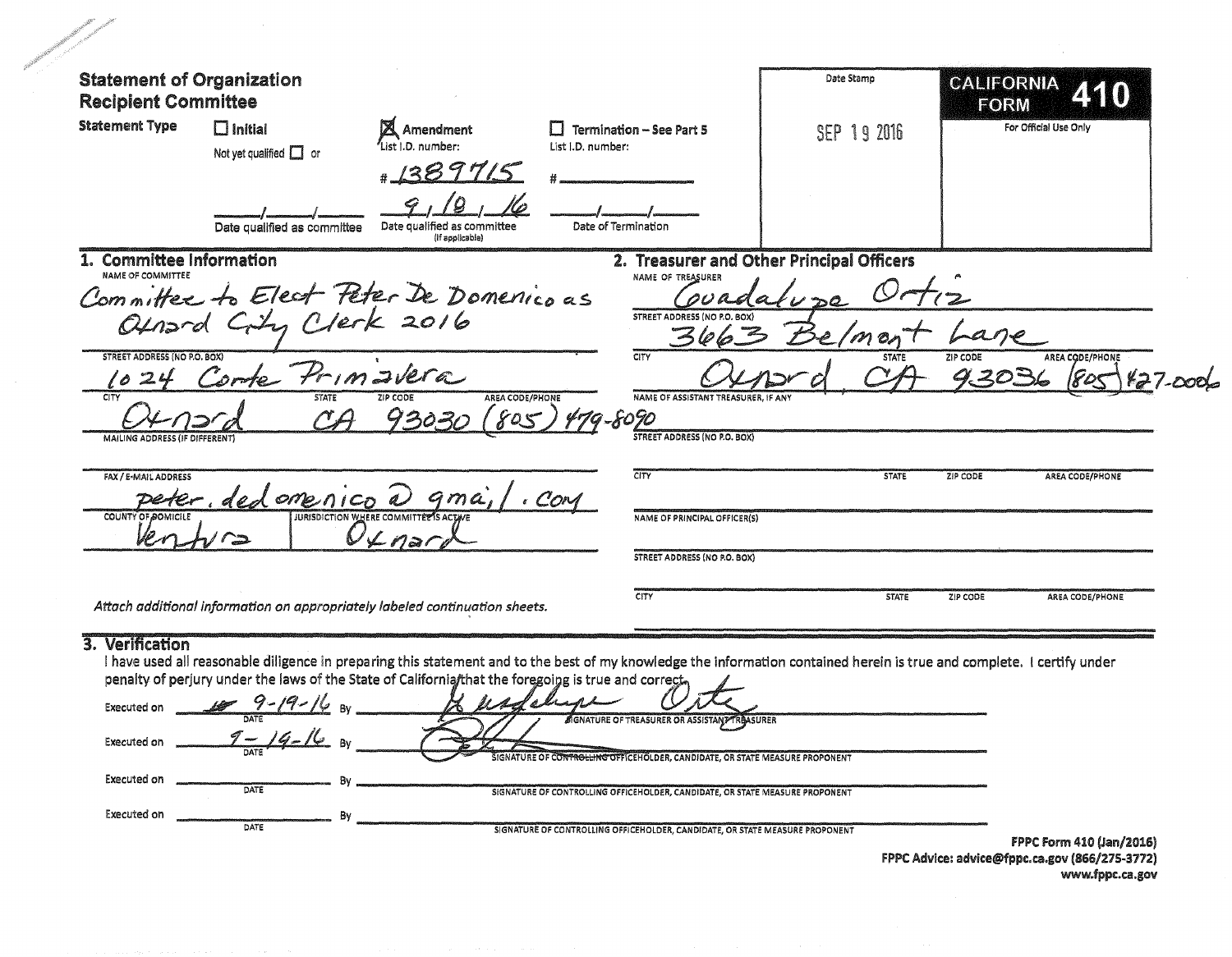# Statement of Organization Recipient Committee

**CALIFORNIA FORM 410**

For Official Use Only

Date Stamp: SEP 19 2016

**Statement Type**

- ☐ Initial — Not yet qualified ☐ or ___/___/___ Date qualified as committee
- ☒ Amendment — List I.D. number: #1389715 — 9/10/16 Date qualified as committee (If applicable)
- ☐ Termination – See Part 5 — List I.D. number: #________ — ___/___/___ Date of Termination

## 1. Committee Information

**NAME OF COMMITTEE**
Committee to Elect Peter De Domenico as Oxnard City Clerk 2016

**STREET ADDRESS (NO P.O. BOX)**
1024 Corte Primavera

| CITY | STATE | ZIP CODE | AREA CODE/PHONE |
|---|---|---|---|
| Oxnard | CA | 93030 | (805) 479-8090 |

**MAILING ADDRESS (IF DIFFERENT)**

**FAX / E-MAIL ADDRESS**
peter.dedomenico@gmail.com

| COUNTY OF DOMICILE | JURISDICTION WHERE COMMITTEE IS ACTIVE |
|---|---|
| Ventura | Oxnard |

*Attach additional information on appropriately labeled continuation sheets.*

## 2. Treasurer and Other Principal Officers

**NAME OF TREASURER**
Guadalupe Ortiz

**STREET ADDRESS (NO P.O. BOX)**
3663 Belmont Lane

| CITY | STATE | ZIP CODE | AREA CODE/PHONE |
|---|---|---|---|
| Oxnard | CA | 93036 | (805) 427-0006 |

**NAME OF ASSISTANT TREASURER, IF ANY**

**STREET ADDRESS (NO P.O. BOX)**

| CITY | STATE | ZIP CODE | AREA CODE/PHONE |
|---|---|---|---|
| | | | |

**NAME OF PRINCIPAL OFFICER(S)**

**STREET ADDRESS (NO P.O. BOX)**

| CITY | STATE | ZIP CODE | AREA CODE/PHONE |
|---|---|---|---|
| | | | |

## 3. Verification

I have used all reasonable diligence in preparing this statement and to the best of my knowledge the information contained herein is true and complete. I certify under penalty of perjury under the laws of the State of California that the foregoing is true and correct.

Executed on 9-19-16 (DATE) By [signature: Guadalupe Ortiz] — SIGNATURE OF TREASURER OR ASSISTANT TREASURER

Executed on 9-19-16 (DATE) By [signature] — SIGNATURE OF CONTROLLING OFFICEHOLDER, CANDIDATE, OR STATE MEASURE PROPONENT

Executed on ________ (DATE) By ________ — SIGNATURE OF CONTROLLING OFFICEHOLDER, CANDIDATE, OR STATE MEASURE PROPONENT

Executed on ________ (DATE) By ________ — SIGNATURE OF CONTROLLING OFFICEHOLDER, CANDIDATE, OR STATE MEASURE PROPONENT

FPPC Form 410 (Jan/2016)
FPPC Advice: advice@fppc.ca.gov (866/275-3772)
www.fppc.ca.gov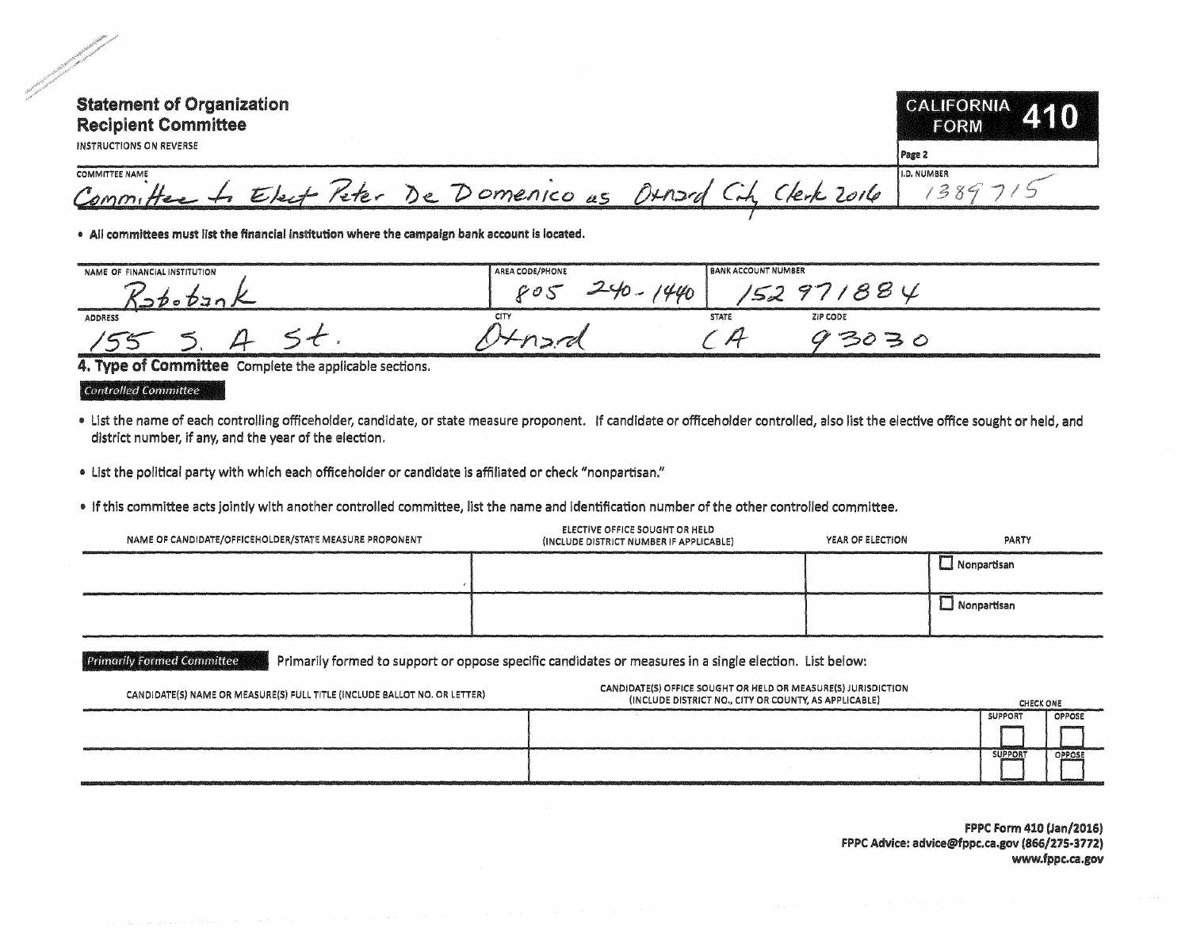# Statement of Organization
# Recipient Committee

INSTRUCTIONS ON REVERSE

**CALIFORNIA FORM 410**

Page 2

| COMMITTEE NAME | I.D. NUMBER |
|---|---|
| Committee to Elect Peter De Domenico as Oxnard City Clerk 2016 | 1389715 |

- **All committees must list the financial institution where the campaign bank account is located.**

| NAME OF FINANCIAL INSTITUTION | AREA CODE/PHONE | BANK ACCOUNT NUMBER | |
|---|---|---|---|
| Rabobank | 805 240-1440 | 152971884 | |
| **ADDRESS** | **CITY** | **STATE** | **ZIP CODE** |
| 155 S. A St. | Oxnard | CA | 93030 |

## 4. Type of Committee

Complete the applicable sections.

### Controlled Committee

- List the name of each controlling officeholder, candidate, or state measure proponent. If candidate or officeholder controlled, also list the elective office sought or held, and district number, if any, and the year of the election.
- List the political party with which each officeholder or candidate is affiliated or check "nonpartisan."
- If this committee acts jointly with another controlled committee, list the name and identification number of the other controlled committee.

| NAME OF CANDIDATE/OFFICEHOLDER/STATE MEASURE PROPONENT | ELECTIVE OFFICE SOUGHT OR HELD (INCLUDE DISTRICT NUMBER IF APPLICABLE) | YEAR OF ELECTION | PARTY |
|---|---|---|---|
| | | | ☐ Nonpartisan |
| | | | ☐ Nonpartisan |

### Primarily Formed Committee

Primarily formed to support or oppose specific candidates or measures in a single election. List below:

| CANDIDATE(S) NAME OR MEASURE(S) FULL TITLE (INCLUDE BALLOT NO. OR LETTER) | CANDIDATE(S) OFFICE SOUGHT OR HELD OR MEASURE(S) JURISDICTION (INCLUDE DISTRICT NO., CITY OR COUNTY, AS APPLICABLE) | CHECK ONE: SUPPORT | CHECK ONE: OPPOSE |
|---|---|---|---|
| | | ☐ | ☐ |
| | | ☐ | ☐ |

**FPPC Form 410 (Jan/2016)**
**FPPC Advice: advice@fppc.ca.gov (866/275-3772)**
**www.fppc.ca.gov**